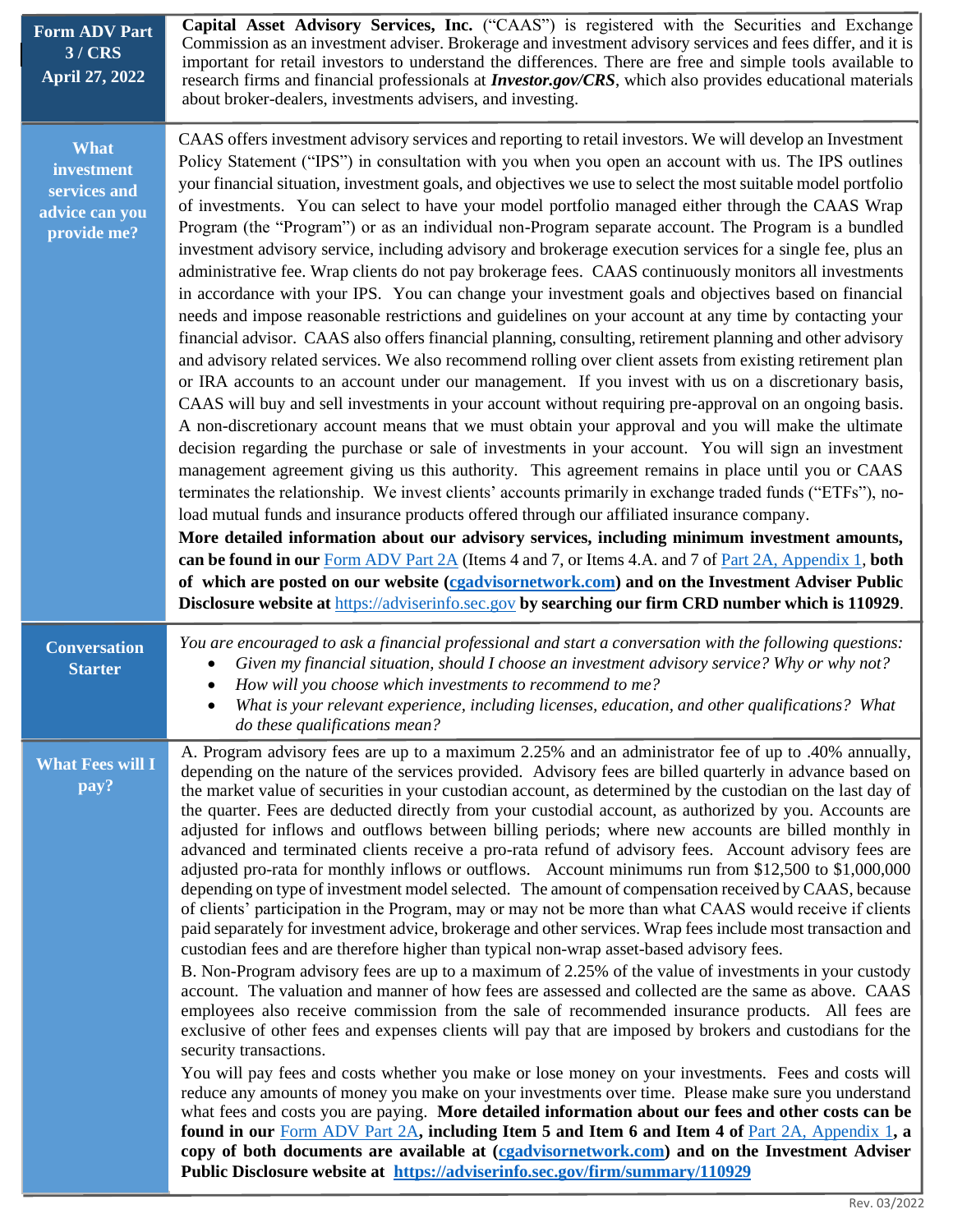## Form ADV Part 3 / CRS April 27, 2022

**Capital Asset Advisory Services, Inc.** ("CAAS") is registered with the Securities and Exchange Commission as an investment adviser. Brokerage and investment advisory services and fees differ, and it is important for retail investors to understand the differences. There are free and simple tools available to research firms and financial professionals at ***Investor.gov/CRS***, which also provides educational materials about broker-dealers, investments advisers, and investing.

## What investment services and advice can you provide me?

CAAS offers investment advisory services and reporting to retail investors. We will develop an Investment Policy Statement ("IPS") in consultation with you when you open an account with us. The IPS outlines your financial situation, investment goals, and objectives we use to select the most suitable model portfolio of investments. You can select to have your model portfolio managed either through the CAAS Wrap Program (the "Program") or as an individual non-Program separate account. The Program is a bundled investment advisory service, including advisory and brokerage execution services for a single fee, plus an administrative fee. Wrap clients do not pay brokerage fees. CAAS continuously monitors all investments in accordance with your IPS. You can change your investment goals and objectives based on financial needs and impose reasonable restrictions and guidelines on your account at any time by contacting your financial advisor. CAAS also offers financial planning, consulting, retirement planning and other advisory and advisory related services. We also recommend rolling over client assets from existing retirement plan or IRA accounts to an account under our management. If you invest with us on a discretionary basis, CAAS will buy and sell investments in your account without requiring pre-approval on an ongoing basis. A non-discretionary account means that we must obtain your approval and you will make the ultimate decision regarding the purchase or sale of investments in your account. You will sign an investment management agreement giving us this authority. This agreement remains in place until you or CAAS terminates the relationship. We invest clients' accounts primarily in exchange traded funds ("ETFs"), no-load mutual funds and insurance products offered through our affiliated insurance company.

**More detailed information about our advisory services, including minimum investment amounts, can be found in our** Form ADV Part 2A (Items 4 and 7, or Items 4.A. and 7 of Part 2A, Appendix 1, **both of which are posted on our website (cgadvisornetwork.com) and on the Investment Adviser Public Disclosure website at** https://adviserinfo.sec.gov **by searching our firm CRD number which is 110929**.

## Conversation Starter

*You are encouraged to ask a financial professional and start a conversation with the following questions:*

- *Given my financial situation, should I choose an investment advisory service? Why or why not?*
- *How will you choose which investments to recommend to me?*
- *What is your relevant experience, including licenses, education, and other qualifications? What do these qualifications mean?*

## What Fees will I pay?

A. Program advisory fees are up to a maximum 2.25% and an administrator fee of up to .40% annually, depending on the nature of the services provided. Advisory fees are billed quarterly in advance based on the market value of securities in your custodian account, as determined by the custodian on the last day of the quarter. Fees are deducted directly from your custodial account, as authorized by you. Accounts are adjusted for inflows and outflows between billing periods; where new accounts are billed monthly in advanced and terminated clients receive a pro-rata refund of advisory fees. Account advisory fees are adjusted pro-rata for monthly inflows or outflows. Account minimums run from $12,500 to $1,000,000 depending on type of investment model selected. The amount of compensation received by CAAS, because of clients' participation in the Program, may or may not be more than what CAAS would receive if clients paid separately for investment advice, brokerage and other services. Wrap fees include most transaction and custodian fees and are therefore higher than typical non-wrap asset-based advisory fees.

B. Non-Program advisory fees are up to a maximum of 2.25% of the value of investments in your custody account. The valuation and manner of how fees are assessed and collected are the same as above. CAAS employees also receive commission from the sale of recommended insurance products. All fees are exclusive of other fees and expenses clients will pay that are imposed by brokers and custodians for the security transactions.

You will pay fees and costs whether you make or lose money on your investments. Fees and costs will reduce any amounts of money you make on your investments over time. Please make sure you understand what fees and costs you are paying. **More detailed information about our fees and other costs can be found in our** Form ADV Part 2A**, including Item 5 and Item 6 and Item 4 of** Part 2A, Appendix 1**, a copy of both documents are available at (cgadvisornetwork.com) and on the Investment Adviser Public Disclosure website at https://adviserinfo.sec.gov/firm/summary/110929**

Rev. 03/2022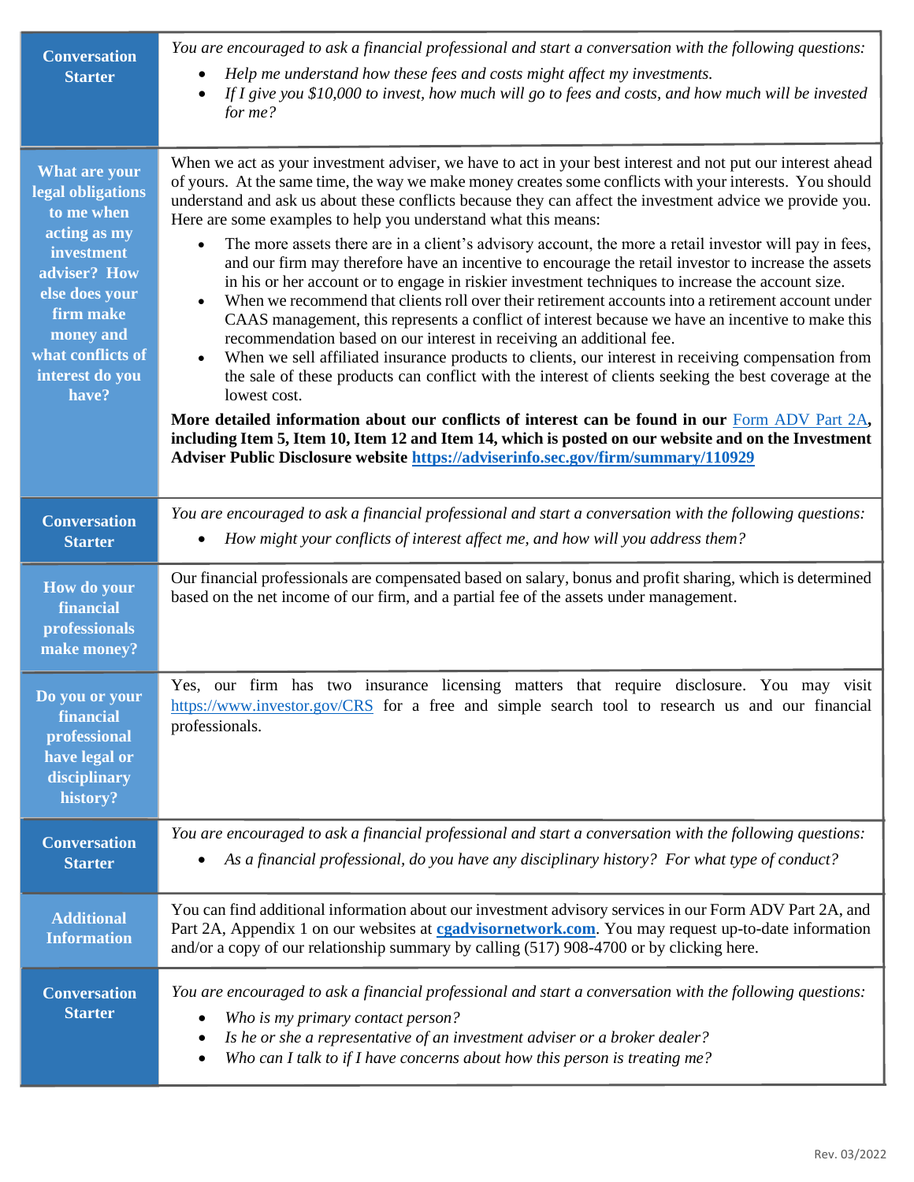| | |
|---|---|
| **Conversation Starter** | *You are encouraged to ask a financial professional and start a conversation with the following questions:*<br>• *Help me understand how these fees and costs might affect my investments.*<br>• *If I give you $10,000 to invest, how much will go to fees and costs, and how much will be invested for me?* |
| **What are your legal obligations to me when acting as my investment adviser? How else does your firm make money and what conflicts of interest do you have?** | When we act as your investment adviser, we have to act in your best interest and not put our interest ahead of yours. At the same time, the way we make money creates some conflicts with your interests. You should understand and ask us about these conflicts because they can affect the investment advice we provide you. Here are some examples to help you understand what this means:<br>• The more assets there are in a client's advisory account, the more a retail investor will pay in fees, and our firm may therefore have an incentive to encourage the retail investor to increase the assets in his or her account or to engage in riskier investment techniques to increase the account size.<br>• When we recommend that clients roll over their retirement accounts into a retirement account under CAAS management, this represents a conflict of interest because we have an incentive to make this recommendation based on our interest in receiving an additional fee.<br>• When we sell affiliated insurance products to clients, our interest in receiving compensation from the sale of these products can conflict with the interest of clients seeking the best coverage at the lowest cost.<br>**More detailed information about our conflicts of interest can be found in our** Form ADV Part 2A**, including Item 5, Item 10, Item 12 and Item 14, which is posted on our website and on the Investment Adviser Public Disclosure website https://adviserinfo.sec.gov/firm/summary/110929** |
| **Conversation Starter** | *You are encouraged to ask a financial professional and start a conversation with the following questions:*<br>• *How might your conflicts of interest affect me, and how will you address them?* |
| **How do your financial professionals make money?** | Our financial professionals are compensated based on salary, bonus and profit sharing, which is determined based on the net income of our firm, and a partial fee of the assets under management. |
| **Do you or your financial professional have legal or disciplinary history?** | Yes, our firm has two insurance licensing matters that require disclosure. You may visit https://www.investor.gov/CRS for a free and simple search tool to research us and our financial professionals. |
| **Conversation Starter** | *You are encouraged to ask a financial professional and start a conversation with the following questions:*<br>• *As a financial professional, do you have any disciplinary history? For what type of conduct?* |
| **Additional Information** | You can find additional information about our investment advisory services in our Form ADV Part 2A, and Part 2A, Appendix 1 on our websites at **cgadvisornetwork.com**. You may request up-to-date information and/or a copy of our relationship summary by calling (517) 908-4700 or by clicking here. |
| **Conversation Starter** | *You are encouraged to ask a financial professional and start a conversation with the following questions:*<br>• *Who is my primary contact person?*<br>• *Is he or she a representative of an investment adviser or a broker dealer?*<br>• *Who can I talk to if I have concerns about how this person is treating me?* |

Rev. 03/2022